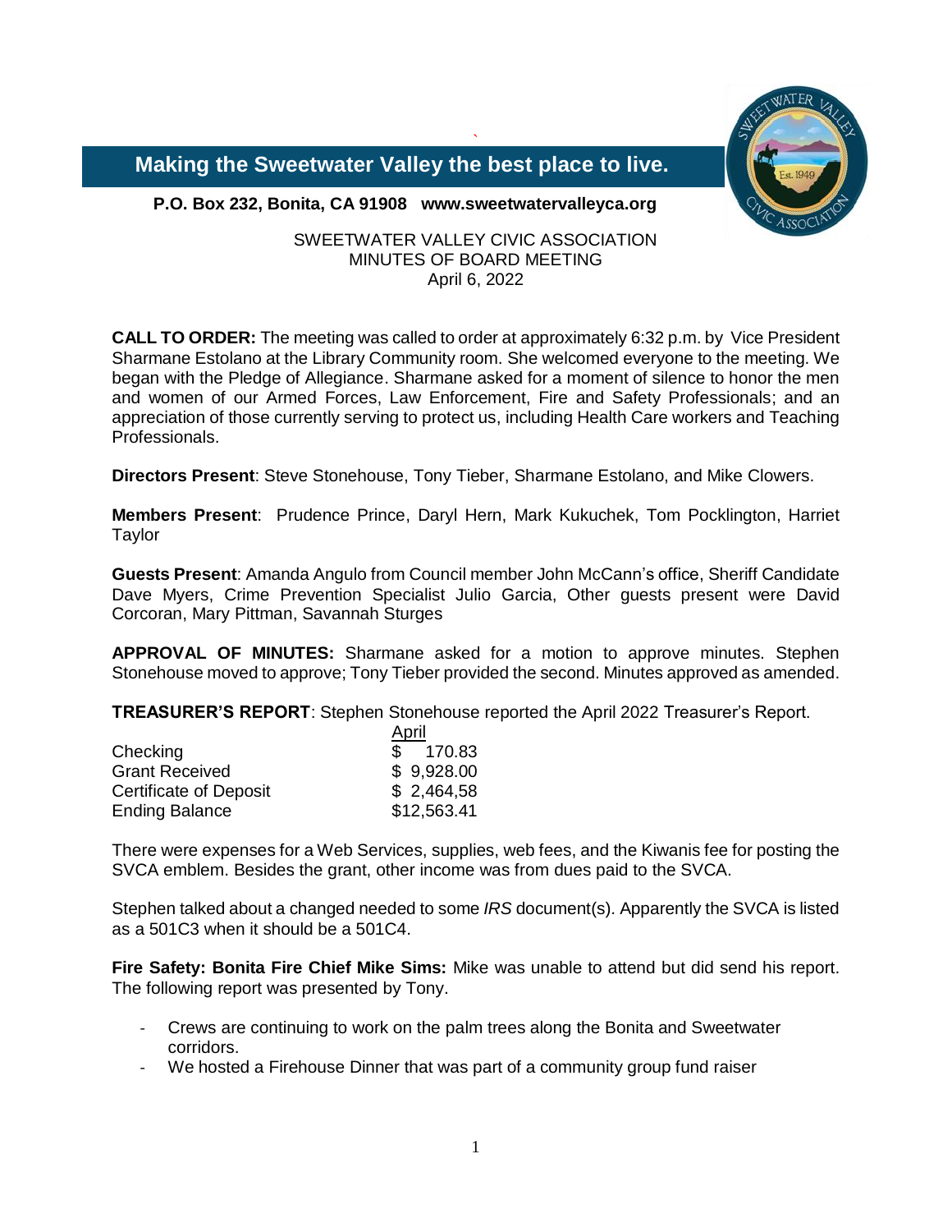**Making the Sweetwater Valley the best place to live.**

**P.O. Box 232, Bonita, CA 91908   www.sweetwatervalleyca.org**

SWEETWATER VALLEY CIVIC ASSOCIATION
MINUTES OF BOARD MEETING
April 6, 2022

**CALL TO ORDER:** The meeting was called to order at approximately 6:32 p.m. by Vice President Sharmane Estolano at the Library Community room. She welcomed everyone to the meeting. We began with the Pledge of Allegiance. Sharmane asked for a moment of silence to honor the men and women of our Armed Forces, Law Enforcement, Fire and Safety Professionals; and an appreciation of those currently serving to protect us, including Health Care workers and Teaching Professionals.

**Directors Present**: Steve Stonehouse, Tony Tieber, Sharmane Estolano, and Mike Clowers.

**Members Present**: Prudence Prince, Daryl Hern, Mark Kukuchek, Tom Pocklington, Harriet Taylor

**Guests Present**: Amanda Angulo from Council member John McCann's office, Sheriff Candidate Dave Myers, Crime Prevention Specialist Julio Garcia, Other guests present were David Corcoran, Mary Pittman, Savannah Sturges

**APPROVAL OF MINUTES:** Sharmane asked for a motion to approve minutes. Stephen Stonehouse moved to approve; Tony Tieber provided the second. Minutes approved as amended.

**TREASURER'S REPORT**: Stephen Stonehouse reported the April 2022 Treasurer's Report.

| | April |
|---|---|
| Checking | $ 170.83 |
| Grant Received | $ 9,928.00 |
| Certificate of Deposit | $ 2,464,58 |
| Ending Balance | $12,563.41 |

There were expenses for a Web Services, supplies, web fees, and the Kiwanis fee for posting the SVCA emblem. Besides the grant, other income was from dues paid to the SVCA.

Stephen talked about a changed needed to some *IRS* document(s). Apparently the SVCA is listed as a 501C3 when it should be a 501C4.

**Fire Safety: Bonita Fire Chief Mike Sims:** Mike was unable to attend but did send his report. The following report was presented by Tony.

- Crews are continuing to work on the palm trees along the Bonita and Sweetwater corridors.
- We hosted a Firehouse Dinner that was part of a community group fund raiser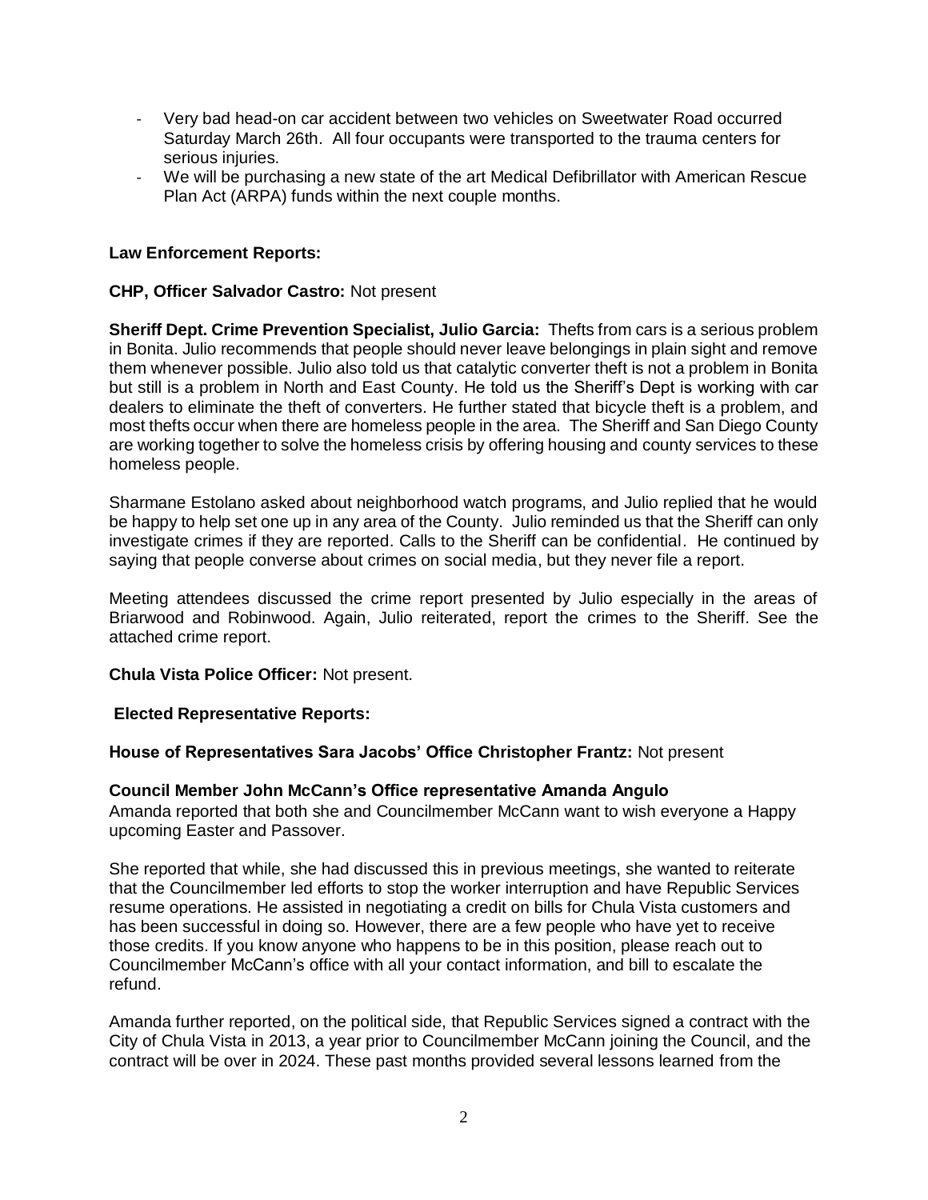- Very bad head-on car accident between two vehicles on Sweetwater Road occurred Saturday March 26th. All four occupants were transported to the trauma centers for serious injuries.
- We will be purchasing a new state of the art Medical Defibrillator with American Rescue Plan Act (ARPA) funds within the next couple months.

**Law Enforcement Reports:**

**CHP, Officer Salvador Castro:** Not present

**Sheriff Dept. Crime Prevention Specialist, Julio Garcia:** Thefts from cars is a serious problem in Bonita. Julio recommends that people should never leave belongings in plain sight and remove them whenever possible. Julio also told us that catalytic converter theft is not a problem in Bonita but still is a problem in North and East County. He told us the Sheriff's Dept is working with car dealers to eliminate the theft of converters. He further stated that bicycle theft is a problem, and most thefts occur when there are homeless people in the area. The Sheriff and San Diego County are working together to solve the homeless crisis by offering housing and county services to these homeless people.

Sharmane Estolano asked about neighborhood watch programs, and Julio replied that he would be happy to help set one up in any area of the County. Julio reminded us that the Sheriff can only investigate crimes if they are reported. Calls to the Sheriff can be confidential. He continued by saying that people converse about crimes on social media, but they never file a report.

Meeting attendees discussed the crime report presented by Julio especially in the areas of Briarwood and Robinwood. Again, Julio reiterated, report the crimes to the Sheriff. See the attached crime report.

**Chula Vista Police Officer:** Not present.

**Elected Representative Reports:**

**House of Representatives Sara Jacobs' Office Christopher Frantz:** Not present

**Council Member John McCann's Office representative Amanda Angulo**
Amanda reported that both she and Councilmember McCann want to wish everyone a Happy upcoming Easter and Passover.

She reported that while, she had discussed this in previous meetings, she wanted to reiterate that the Councilmember led efforts to stop the worker interruption and have Republic Services resume operations. He assisted in negotiating a credit on bills for Chula Vista customers and has been successful in doing so. However, there are a few people who have yet to receive those credits. If you know anyone who happens to be in this position, please reach out to Councilmember McCann's office with all your contact information, and bill to escalate the refund.

Amanda further reported, on the political side, that Republic Services signed a contract with the City of Chula Vista in 2013, a year prior to Councilmember McCann joining the Council, and the contract will be over in 2024. These past months provided several lessons learned from the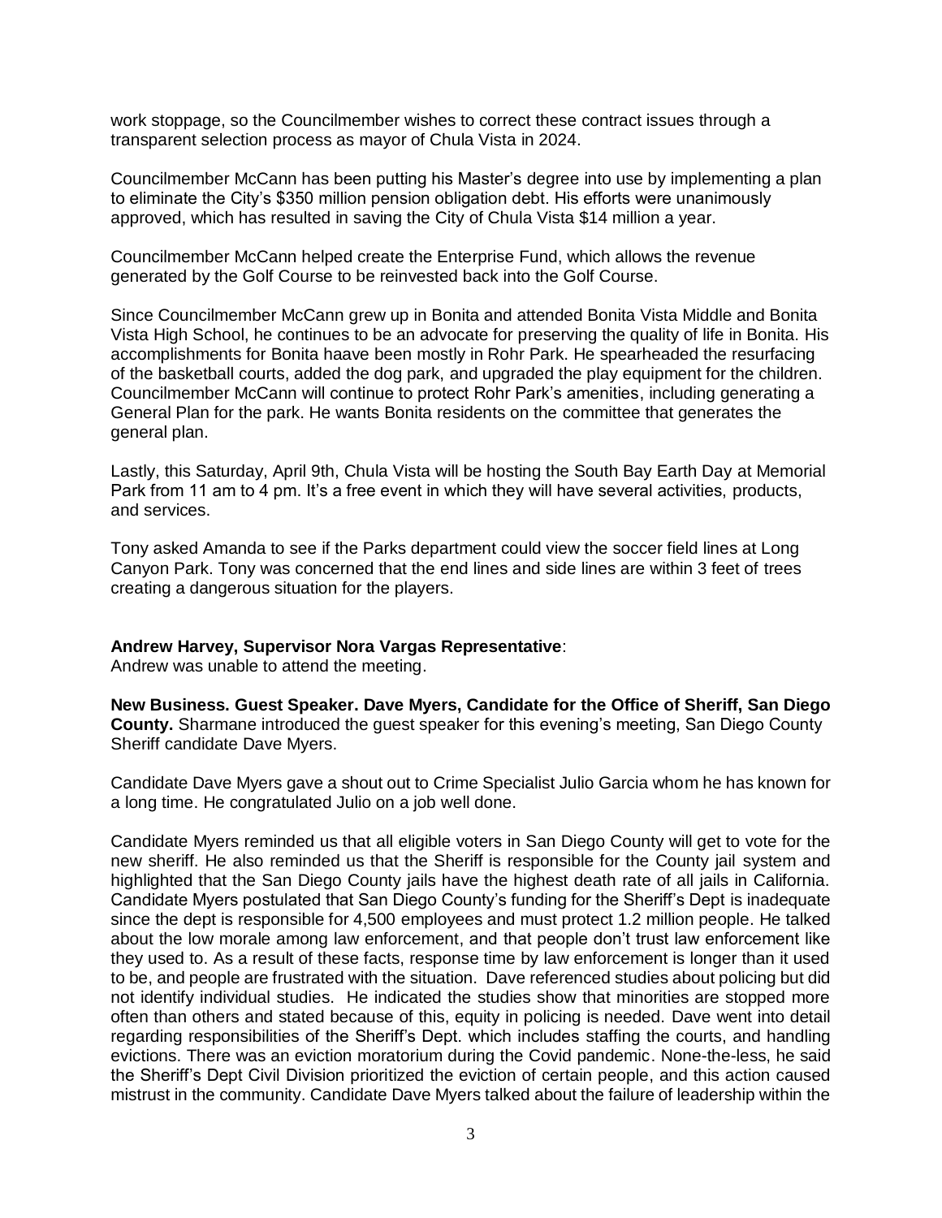work stoppage, so the Councilmember wishes to correct these contract issues through a transparent selection process as mayor of Chula Vista in 2024.

Councilmember McCann has been putting his Master's degree into use by implementing a plan to eliminate the City's $350 million pension obligation debt. His efforts were unanimously approved, which has resulted in saving the City of Chula Vista $14 million a year.

Councilmember McCann helped create the Enterprise Fund, which allows the revenue generated by the Golf Course to be reinvested back into the Golf Course.

Since Councilmember McCann grew up in Bonita and attended Bonita Vista Middle and Bonita Vista High School, he continues to be an advocate for preserving the quality of life in Bonita. His accomplishments for Bonita haave been mostly in Rohr Park. He spearheaded the resurfacing of the basketball courts, added the dog park, and upgraded the play equipment for the children. Councilmember McCann will continue to protect Rohr Park's amenities, including generating a General Plan for the park. He wants Bonita residents on the committee that generates the general plan.

Lastly, this Saturday, April 9th, Chula Vista will be hosting the South Bay Earth Day at Memorial Park from 11 am to 4 pm. It's a free event in which they will have several activities, products, and services.

Tony asked Amanda to see if the Parks department could view the soccer field lines at Long Canyon Park. Tony was concerned that the end lines and side lines are within 3 feet of trees creating a dangerous situation for the players.

**Andrew Harvey, Supervisor Nora Vargas Representative**:
Andrew was unable to attend the meeting.

**New Business. Guest Speaker. Dave Myers, Candidate for the Office of Sheriff, San Diego County.** Sharmane introduced the guest speaker for this evening's meeting, San Diego County Sheriff candidate Dave Myers.

Candidate Dave Myers gave a shout out to Crime Specialist Julio Garcia whom he has known for a long time. He congratulated Julio on a job well done.

Candidate Myers reminded us that all eligible voters in San Diego County will get to vote for the new sheriff. He also reminded us that the Sheriff is responsible for the County jail system and highlighted that the San Diego County jails have the highest death rate of all jails in California. Candidate Myers postulated that San Diego County's funding for the Sheriff's Dept is inadequate since the dept is responsible for 4,500 employees and must protect 1.2 million people. He talked about the low morale among law enforcement, and that people don't trust law enforcement like they used to. As a result of these facts, response time by law enforcement is longer than it used to be, and people are frustrated with the situation. Dave referenced studies about policing but did not identify individual studies. He indicated the studies show that minorities are stopped more often than others and stated because of this, equity in policing is needed. Dave went into detail regarding responsibilities of the Sheriff's Dept. which includes staffing the courts, and handling evictions. There was an eviction moratorium during the Covid pandemic. None-the-less, he said the Sheriff's Dept Civil Division prioritized the eviction of certain people, and this action caused mistrust in the community. Candidate Dave Myers talked about the failure of leadership within the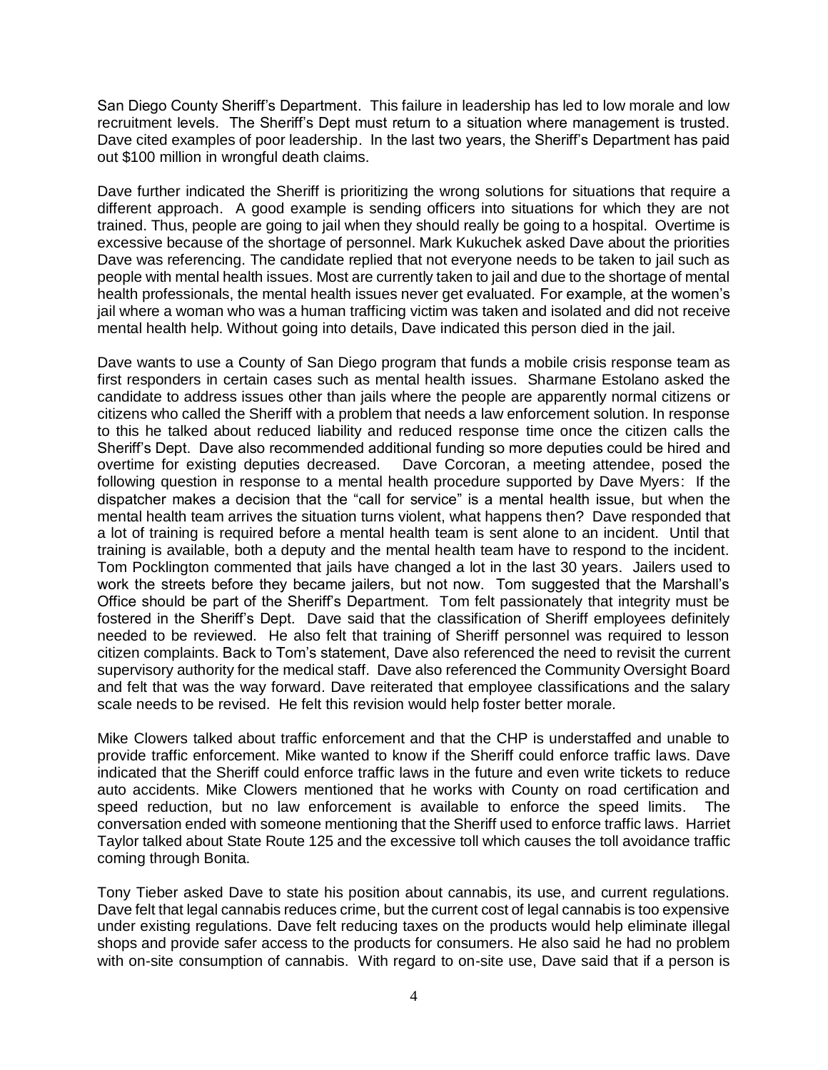San Diego County Sheriff's Department. This failure in leadership has led to low morale and low recruitment levels. The Sheriff's Dept must return to a situation where management is trusted. Dave cited examples of poor leadership. In the last two years, the Sheriff's Department has paid out $100 million in wrongful death claims.

Dave further indicated the Sheriff is prioritizing the wrong solutions for situations that require a different approach. A good example is sending officers into situations for which they are not trained. Thus, people are going to jail when they should really be going to a hospital. Overtime is excessive because of the shortage of personnel. Mark Kukuchek asked Dave about the priorities Dave was referencing. The candidate replied that not everyone needs to be taken to jail such as people with mental health issues. Most are currently taken to jail and due to the shortage of mental health professionals, the mental health issues never get evaluated. For example, at the women's jail where a woman who was a human trafficing victim was taken and isolated and did not receive mental health help. Without going into details, Dave indicated this person died in the jail.

Dave wants to use a County of San Diego program that funds a mobile crisis response team as first responders in certain cases such as mental health issues. Sharmane Estolano asked the candidate to address issues other than jails where the people are apparently normal citizens or citizens who called the Sheriff with a problem that needs a law enforcement solution. In response to this he talked about reduced liability and reduced response time once the citizen calls the Sheriff's Dept. Dave also recommended additional funding so more deputies could be hired and overtime for existing deputies decreased. Dave Corcoran, a meeting attendee, posed the following question in response to a mental health procedure supported by Dave Myers: If the dispatcher makes a decision that the "call for service" is a mental health issue, but when the mental health team arrives the situation turns violent, what happens then? Dave responded that a lot of training is required before a mental health team is sent alone to an incident. Until that training is available, both a deputy and the mental health team have to respond to the incident. Tom Pocklington commented that jails have changed a lot in the last 30 years. Jailers used to work the streets before they became jailers, but not now. Tom suggested that the Marshall's Office should be part of the Sheriff's Department. Tom felt passionately that integrity must be fostered in the Sheriff's Dept. Dave said that the classification of Sheriff employees definitely needed to be reviewed. He also felt that training of Sheriff personnel was required to lesson citizen complaints. Back to Tom's statement, Dave also referenced the need to revisit the current supervisory authority for the medical staff. Dave also referenced the Community Oversight Board and felt that was the way forward. Dave reiterated that employee classifications and the salary scale needs to be revised. He felt this revision would help foster better morale.

Mike Clowers talked about traffic enforcement and that the CHP is understaffed and unable to provide traffic enforcement. Mike wanted to know if the Sheriff could enforce traffic laws. Dave indicated that the Sheriff could enforce traffic laws in the future and even write tickets to reduce auto accidents. Mike Clowers mentioned that he works with County on road certification and speed reduction, but no law enforcement is available to enforce the speed limits. The conversation ended with someone mentioning that the Sheriff used to enforce traffic laws. Harriet Taylor talked about State Route 125 and the excessive toll which causes the toll avoidance traffic coming through Bonita.

Tony Tieber asked Dave to state his position about cannabis, its use, and current regulations. Dave felt that legal cannabis reduces crime, but the current cost of legal cannabis is too expensive under existing regulations. Dave felt reducing taxes on the products would help eliminate illegal shops and provide safer access to the products for consumers. He also said he had no problem with on-site consumption of cannabis. With regard to on-site use, Dave said that if a person is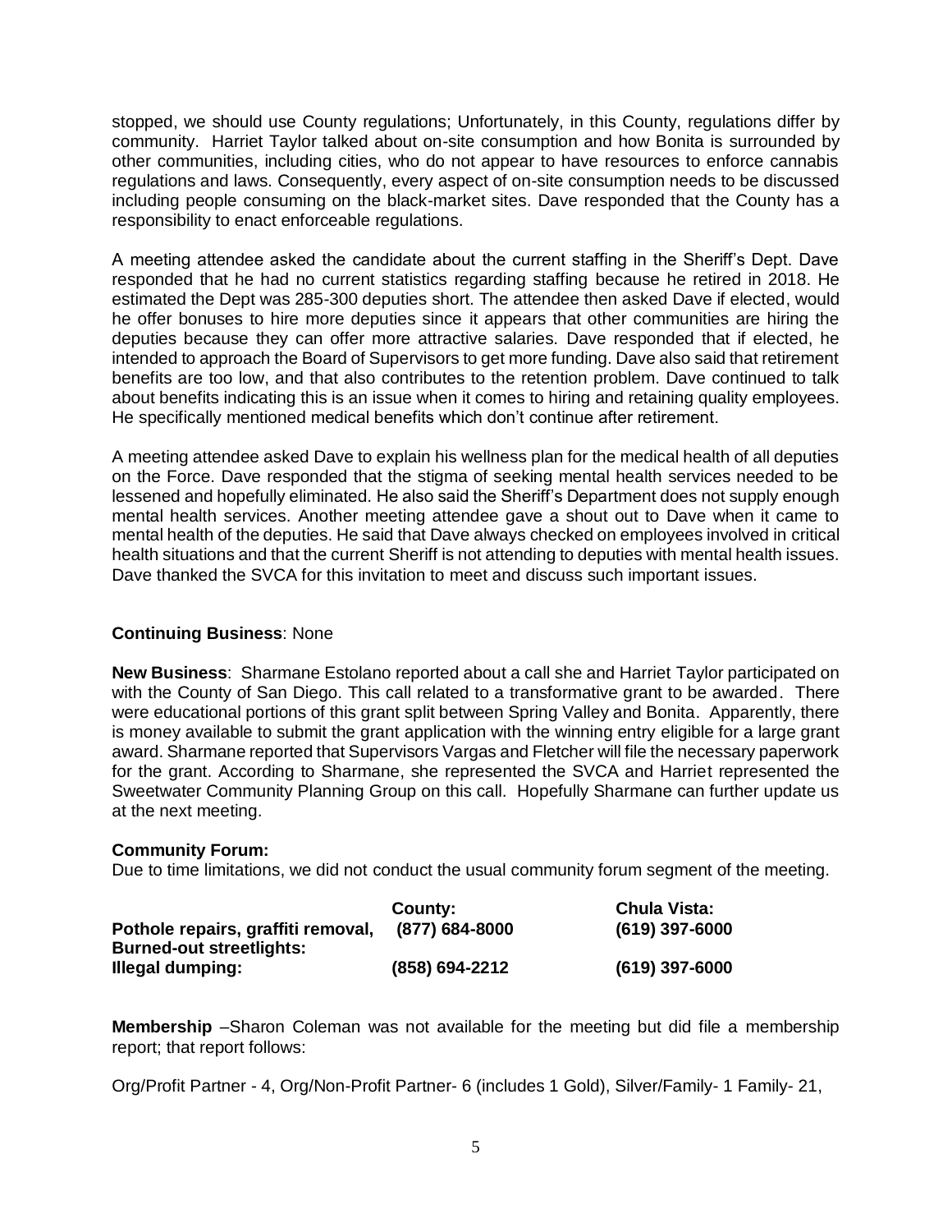stopped, we should use County regulations; Unfortunately, in this County, regulations differ by community. Harriet Taylor talked about on-site consumption and how Bonita is surrounded by other communities, including cities, who do not appear to have resources to enforce cannabis regulations and laws. Consequently, every aspect of on-site consumption needs to be discussed including people consuming on the black-market sites. Dave responded that the County has a responsibility to enact enforceable regulations.

A meeting attendee asked the candidate about the current staffing in the Sheriff's Dept. Dave responded that he had no current statistics regarding staffing because he retired in 2018. He estimated the Dept was 285-300 deputies short. The attendee then asked Dave if elected, would he offer bonuses to hire more deputies since it appears that other communities are hiring the deputies because they can offer more attractive salaries. Dave responded that if elected, he intended to approach the Board of Supervisors to get more funding. Dave also said that retirement benefits are too low, and that also contributes to the retention problem. Dave continued to talk about benefits indicating this is an issue when it comes to hiring and retaining quality employees. He specifically mentioned medical benefits which don't continue after retirement.

A meeting attendee asked Dave to explain his wellness plan for the medical health of all deputies on the Force. Dave responded that the stigma of seeking mental health services needed to be lessened and hopefully eliminated. He also said the Sheriff's Department does not supply enough mental health services. Another meeting attendee gave a shout out to Dave when it came to mental health of the deputies. He said that Dave always checked on employees involved in critical health situations and that the current Sheriff is not attending to deputies with mental health issues. Dave thanked the SVCA for this invitation to meet and discuss such important issues.

**Continuing Business**: None

**New Business**: Sharmane Estolano reported about a call she and Harriet Taylor participated on with the County of San Diego. This call related to a transformative grant to be awarded. There were educational portions of this grant split between Spring Valley and Bonita. Apparently, there is money available to submit the grant application with the winning entry eligible for a large grant award. Sharmane reported that Supervisors Vargas and Fletcher will file the necessary paperwork for the grant. According to Sharmane, she represented the SVCA and Harriet represented the Sweetwater Community Planning Group on this call. Hopefully Sharmane can further update us at the next meeting.

**Community Forum:**
Due to time limitations, we did not conduct the usual community forum segment of the meeting.

| | **County:** | **Chula Vista:** |
|---|---|---|
| **Pothole repairs, graffiti removal, Burned-out streetlights:** | **(877) 684-8000** | **(619) 397-6000** |
| **Illegal dumping:** | **(858) 694-2212** | **(619) 397-6000** |

**Membership** –Sharon Coleman was not available for the meeting but did file a membership report; that report follows:

Org/Profit Partner - 4, Org/Non-Profit Partner- 6 (includes 1 Gold), Silver/Family- 1 Family- 21,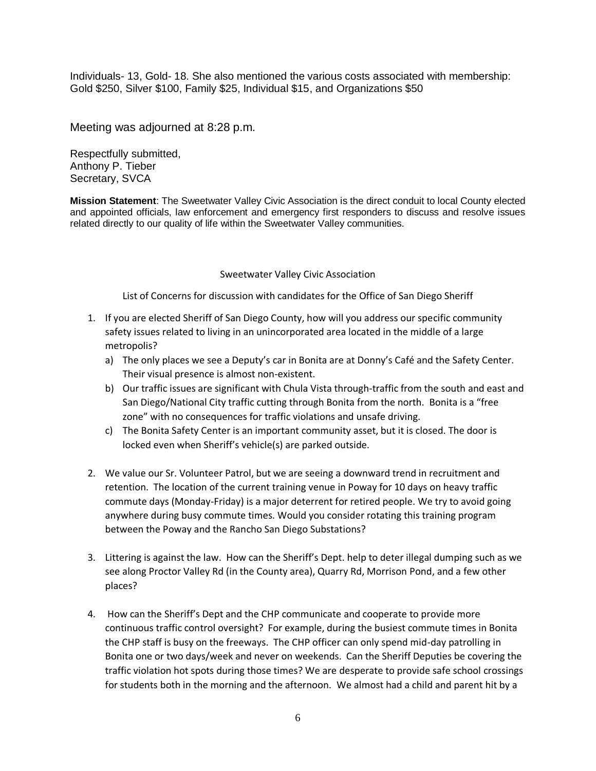Individuals- 13, Gold- 18. She also mentioned the various costs associated with membership: Gold $250, Silver $100, Family $25, Individual $15, and Organizations $50

Meeting was adjourned at 8:28 p.m.

Respectfully submitted,
Anthony P. Tieber
Secretary, SVCA

**Mission Statement**: The Sweetwater Valley Civic Association is the direct conduit to local County elected and appointed officials, law enforcement and emergency first responders to discuss and resolve issues related directly to our quality of life within the Sweetwater Valley communities.

Sweetwater Valley Civic Association

List of Concerns for discussion with candidates for the Office of San Diego Sheriff

1. If you are elected Sheriff of San Diego County, how will you address our specific community safety issues related to living in an unincorporated area located in the middle of a large metropolis?
   a) The only places we see a Deputy's car in Bonita are at Donny's Café and the Safety Center. Their visual presence is almost non-existent.
   b) Our traffic issues are significant with Chula Vista through-traffic from the south and east and San Diego/National City traffic cutting through Bonita from the north. Bonita is a "free zone" with no consequences for traffic violations and unsafe driving.
   c) The Bonita Safety Center is an important community asset, but it is closed. The door is locked even when Sheriff's vehicle(s) are parked outside.

2. We value our Sr. Volunteer Patrol, but we are seeing a downward trend in recruitment and retention. The location of the current training venue in Poway for 10 days on heavy traffic commute days (Monday-Friday) is a major deterrent for retired people. We try to avoid going anywhere during busy commute times. Would you consider rotating this training program between the Poway and the Rancho San Diego Substations?

3. Littering is against the law. How can the Sheriff's Dept. help to deter illegal dumping such as we see along Proctor Valley Rd (in the County area), Quarry Rd, Morrison Pond, and a few other places?

4. How can the Sheriff's Dept and the CHP communicate and cooperate to provide more continuous traffic control oversight? For example, during the busiest commute times in Bonita the CHP staff is busy on the freeways. The CHP officer can only spend mid-day patrolling in Bonita one or two days/week and never on weekends. Can the Sheriff Deputies be covering the traffic violation hot spots during those times? We are desperate to provide safe school crossings for students both in the morning and the afternoon. We almost had a child and parent hit by a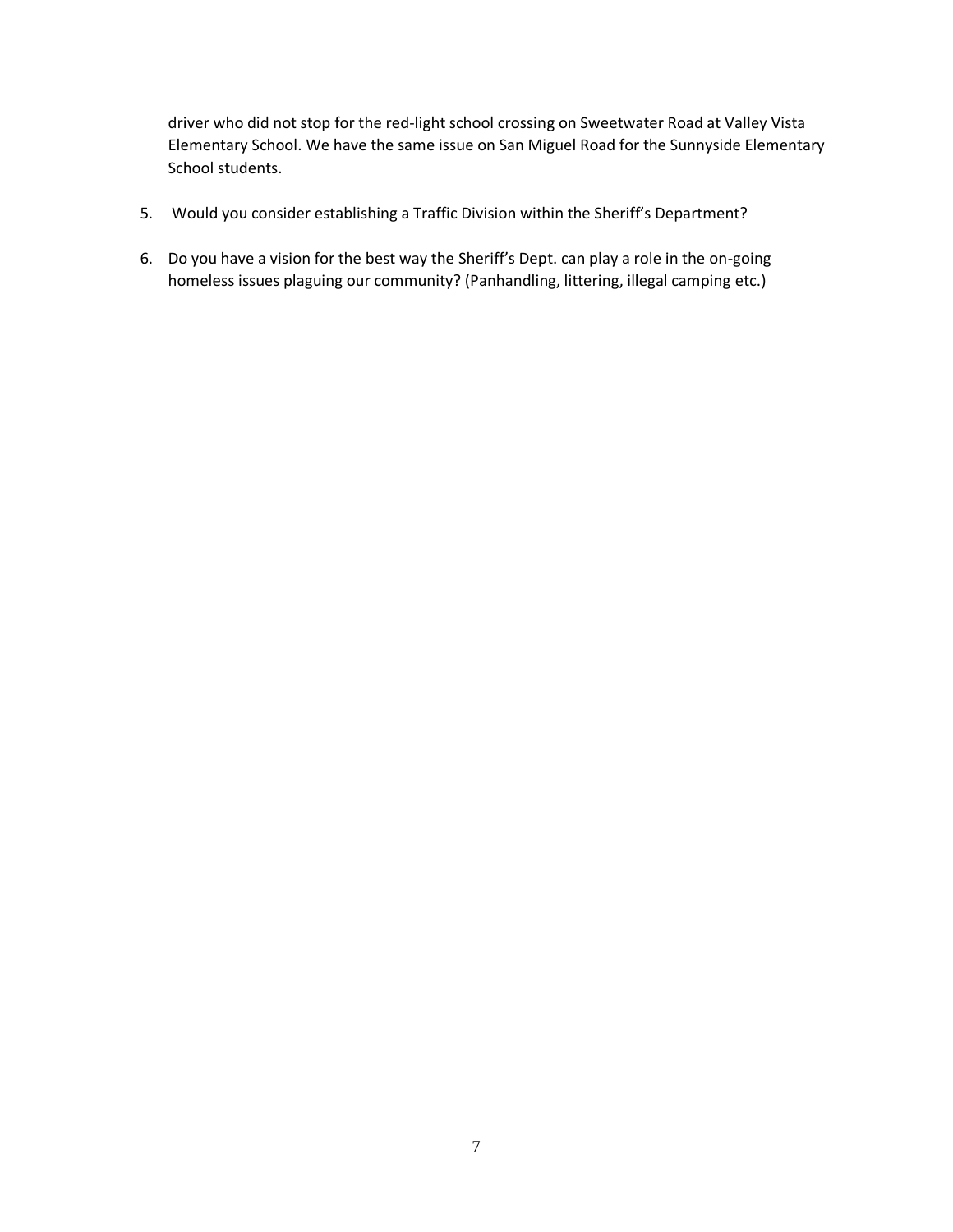driver who did not stop for the red-light school crossing on Sweetwater Road at Valley Vista Elementary School. We have the same issue on San Miguel Road for the Sunnyside Elementary School students.

5. Would you consider establishing a Traffic Division within the Sheriff's Department?

6. Do you have a vision for the best way the Sheriff's Dept. can play a role in the on-going homeless issues plaguing our community? (Panhandling, littering, illegal camping etc.)